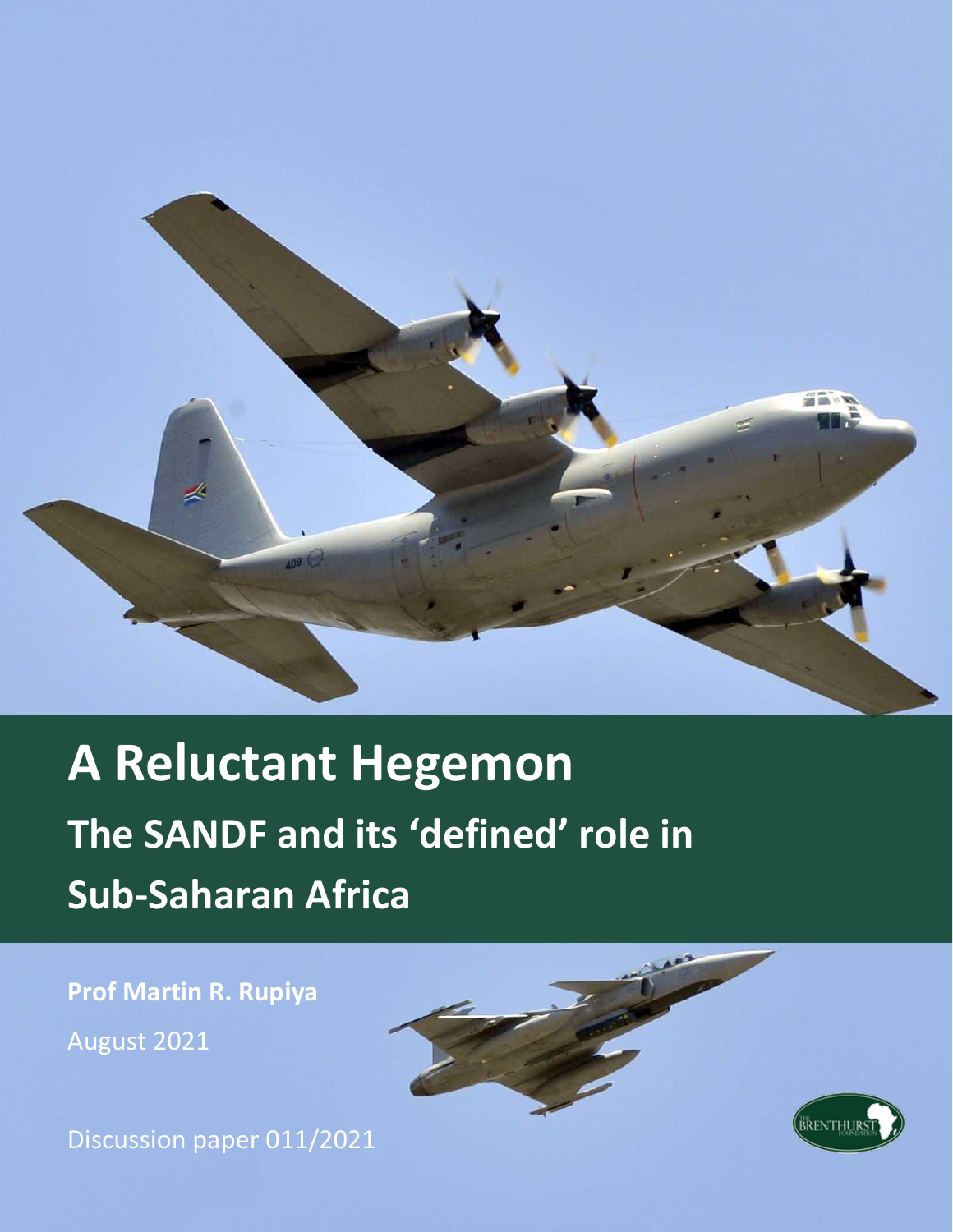# A Reluctant Hegemon

## The SANDF and its 'defined' role in Sub-Saharan Africa

**Prof Martin R. Rupiya**

August 2021

Discussion paper 011/2021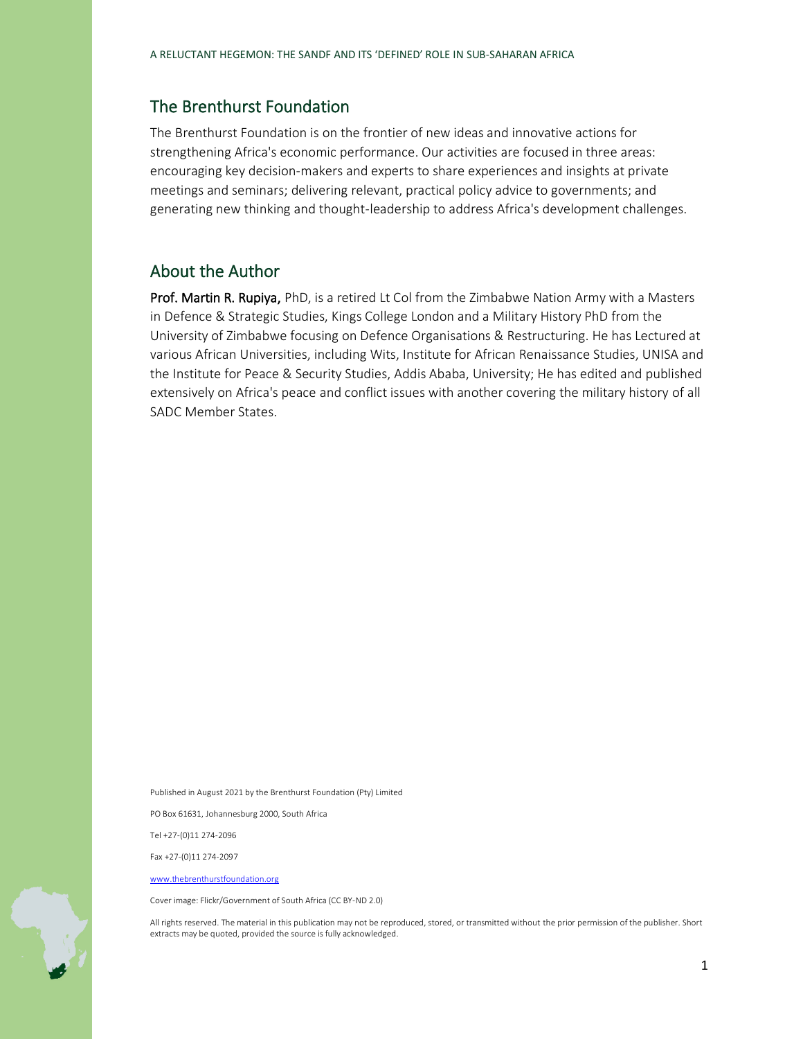## The Brenthurst Foundation

The Brenthurst Foundation is on the frontier of new ideas and innovative actions for strengthening Africa's economic performance. Our activities are focused in three areas: encouraging key decision-makers and experts to share experiences and insights at private meetings and seminars; delivering relevant, practical policy advice to governments; and generating new thinking and thought-leadership to address Africa's development challenges.

## About the Author

**Prof. Martin R. Rupiya,** PhD, is a retired Lt Col from the Zimbabwe Nation Army with a Masters in Defence & Strategic Studies, Kings College London and a Military History PhD from the University of Zimbabwe focusing on Defence Organisations & Restructuring. He has Lectured at various African Universities, including Wits, Institute for African Renaissance Studies, UNISA and the Institute for Peace & Security Studies, Addis Ababa, University; He has edited and published extensively on Africa's peace and conflict issues with another covering the military history of all SADC Member States.

Published in August 2021 by the Brenthurst Foundation (Pty) Limited

PO Box 61631, Johannesburg 2000, South Africa

Tel +27-(0)11 274-2096

Fax +27-(0)11 274-2097

www.thebrenthurstfoundation.org

Cover image: Flickr/Government of South Africa (CC BY-ND 2.0)

All rights reserved. The material in this publication may not be reproduced, stored, or transmitted without the prior permission of the publisher. Short extracts may be quoted, provided the source is fully acknowledged.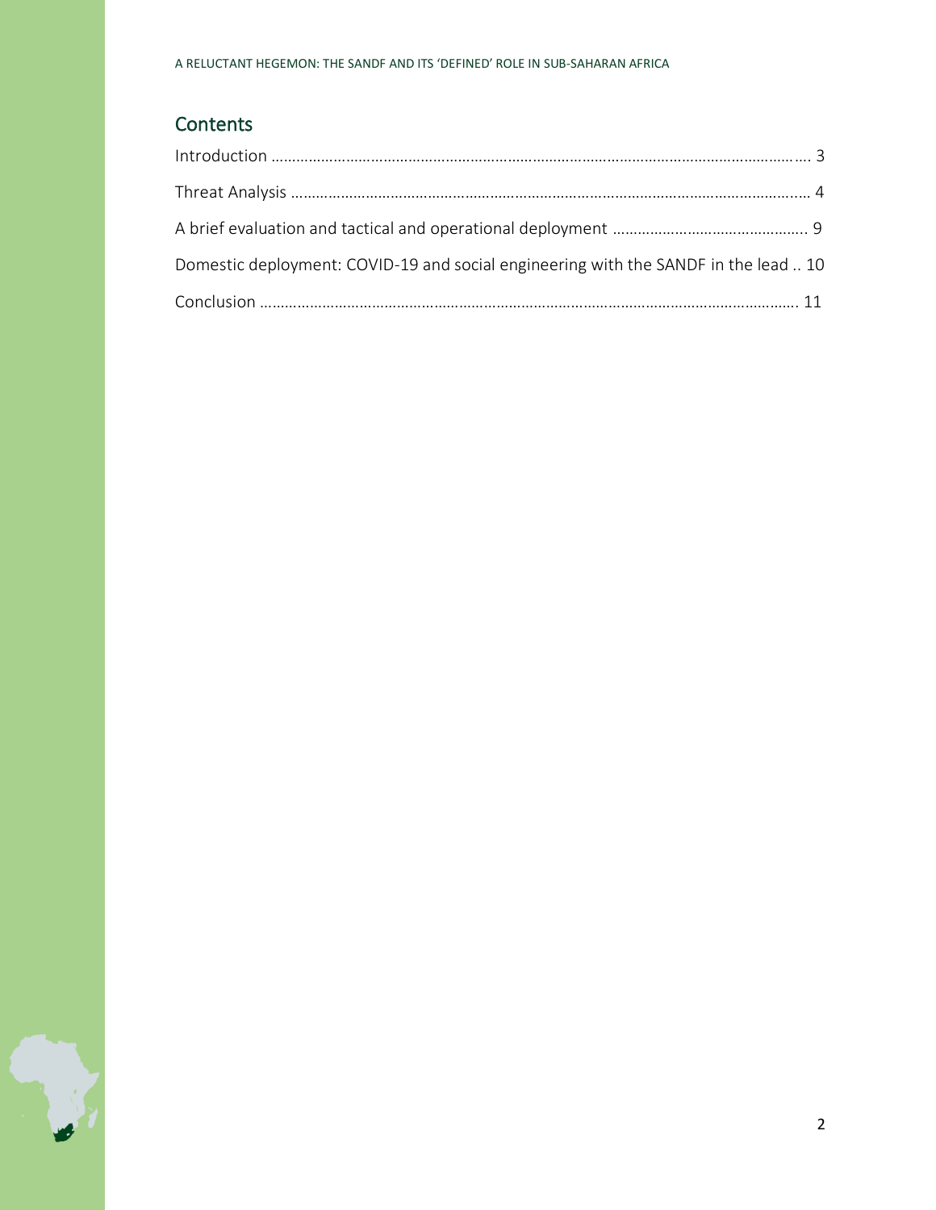## Contents

Introduction …………………………………………………………………………………………………………… 3

Threat Analysis ……………………………………………………………………………………………………… 4

A brief evaluation and tactical and operational deployment ……………………………………….. 9

Domestic deployment: COVID-19 and social engineering with the SANDF in the lead .. 10

Conclusion ……………………………………………………………………………………………………………. 11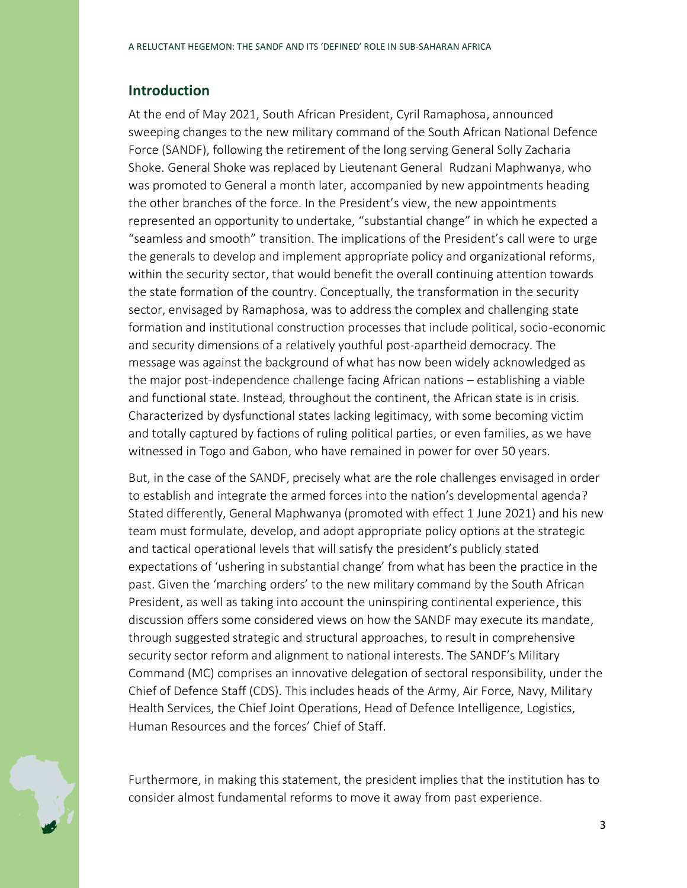## Introduction

At the end of May 2021, South African President, Cyril Ramaphosa, announced sweeping changes to the new military command of the South African National Defence Force (SANDF), following the retirement of the long serving General Solly Zacharia Shoke. General Shoke was replaced by Lieutenant General Rudzani Maphwanya, who was promoted to General a month later, accompanied by new appointments heading the other branches of the force. In the President's view, the new appointments represented an opportunity to undertake, "substantial change" in which he expected a "seamless and smooth" transition. The implications of the President's call were to urge the generals to develop and implement appropriate policy and organizational reforms, within the security sector, that would benefit the overall continuing attention towards the state formation of the country. Conceptually, the transformation in the security sector, envisaged by Ramaphosa, was to address the complex and challenging state formation and institutional construction processes that include political, socio-economic and security dimensions of a relatively youthful post-apartheid democracy. The message was against the background of what has now been widely acknowledged as the major post-independence challenge facing African nations – establishing a viable and functional state. Instead, throughout the continent, the African state is in crisis. Characterized by dysfunctional states lacking legitimacy, with some becoming victim and totally captured by factions of ruling political parties, or even families, as we have witnessed in Togo and Gabon, who have remained in power for over 50 years.

But, in the case of the SANDF, precisely what are the role challenges envisaged in order to establish and integrate the armed forces into the nation's developmental agenda? Stated differently, General Maphwanya (promoted with effect 1 June 2021) and his new team must formulate, develop, and adopt appropriate policy options at the strategic and tactical operational levels that will satisfy the president's publicly stated expectations of 'ushering in substantial change' from what has been the practice in the past. Given the 'marching orders' to the new military command by the South African President, as well as taking into account the uninspiring continental experience, this discussion offers some considered views on how the SANDF may execute its mandate, through suggested strategic and structural approaches, to result in comprehensive security sector reform and alignment to national interests. The SANDF's Military Command (MC) comprises an innovative delegation of sectoral responsibility, under the Chief of Defence Staff (CDS). This includes heads of the Army, Air Force, Navy, Military Health Services, the Chief Joint Operations, Head of Defence Intelligence, Logistics, Human Resources and the forces' Chief of Staff.

Furthermore, in making this statement, the president implies that the institution has to consider almost fundamental reforms to move it away from past experience.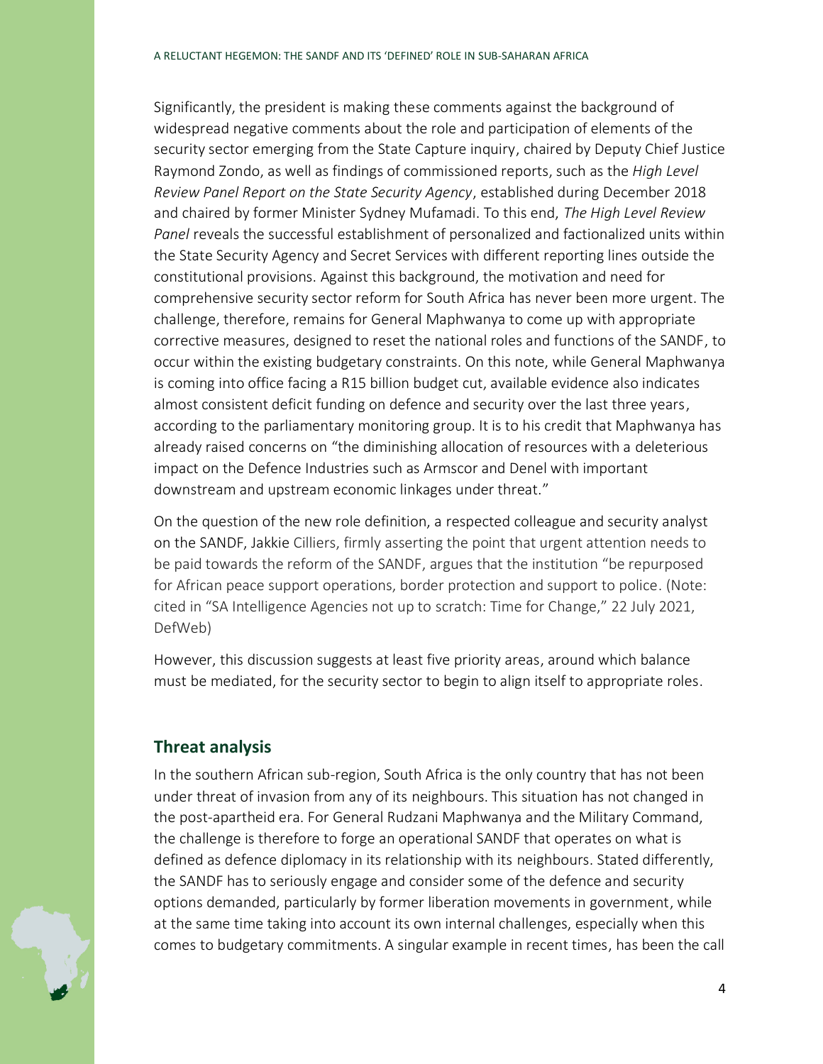Significantly, the president is making these comments against the background of widespread negative comments about the role and participation of elements of the security sector emerging from the State Capture inquiry, chaired by Deputy Chief Justice Raymond Zondo, as well as findings of commissioned reports, such as the *High Level Review Panel Report on the State Security Agency*, established during December 2018 and chaired by former Minister Sydney Mufamadi. To this end, *The High Level Review Panel* reveals the successful establishment of personalized and factionalized units within the State Security Agency and Secret Services with different reporting lines outside the constitutional provisions. Against this background, the motivation and need for comprehensive security sector reform for South Africa has never been more urgent. The challenge, therefore, remains for General Maphwanya to come up with appropriate corrective measures, designed to reset the national roles and functions of the SANDF, to occur within the existing budgetary constraints. On this note, while General Maphwanya is coming into office facing a R15 billion budget cut, available evidence also indicates almost consistent deficit funding on defence and security over the last three years, according to the parliamentary monitoring group. It is to his credit that Maphwanya has already raised concerns on "the diminishing allocation of resources with a deleterious impact on the Defence Industries such as Armscor and Denel with important downstream and upstream economic linkages under threat."

On the question of the new role definition, a respected colleague and security analyst on the SANDF, Jakkie Cilliers, firmly asserting the point that urgent attention needs to be paid towards the reform of the SANDF, argues that the institution "be repurposed for African peace support operations, border protection and support to police. (Note: cited in "SA Intelligence Agencies not up to scratch: Time for Change," 22 July 2021, DefWeb)

However, this discussion suggests at least five priority areas, around which balance must be mediated, for the security sector to begin to align itself to appropriate roles.

## Threat analysis

In the southern African sub-region, South Africa is the only country that has not been under threat of invasion from any of its neighbours. This situation has not changed in the post-apartheid era. For General Rudzani Maphwanya and the Military Command, the challenge is therefore to forge an operational SANDF that operates on what is defined as defence diplomacy in its relationship with its neighbours. Stated differently, the SANDF has to seriously engage and consider some of the defence and security options demanded, particularly by former liberation movements in government, while at the same time taking into account its own internal challenges, especially when this comes to budgetary commitments. A singular example in recent times, has been the call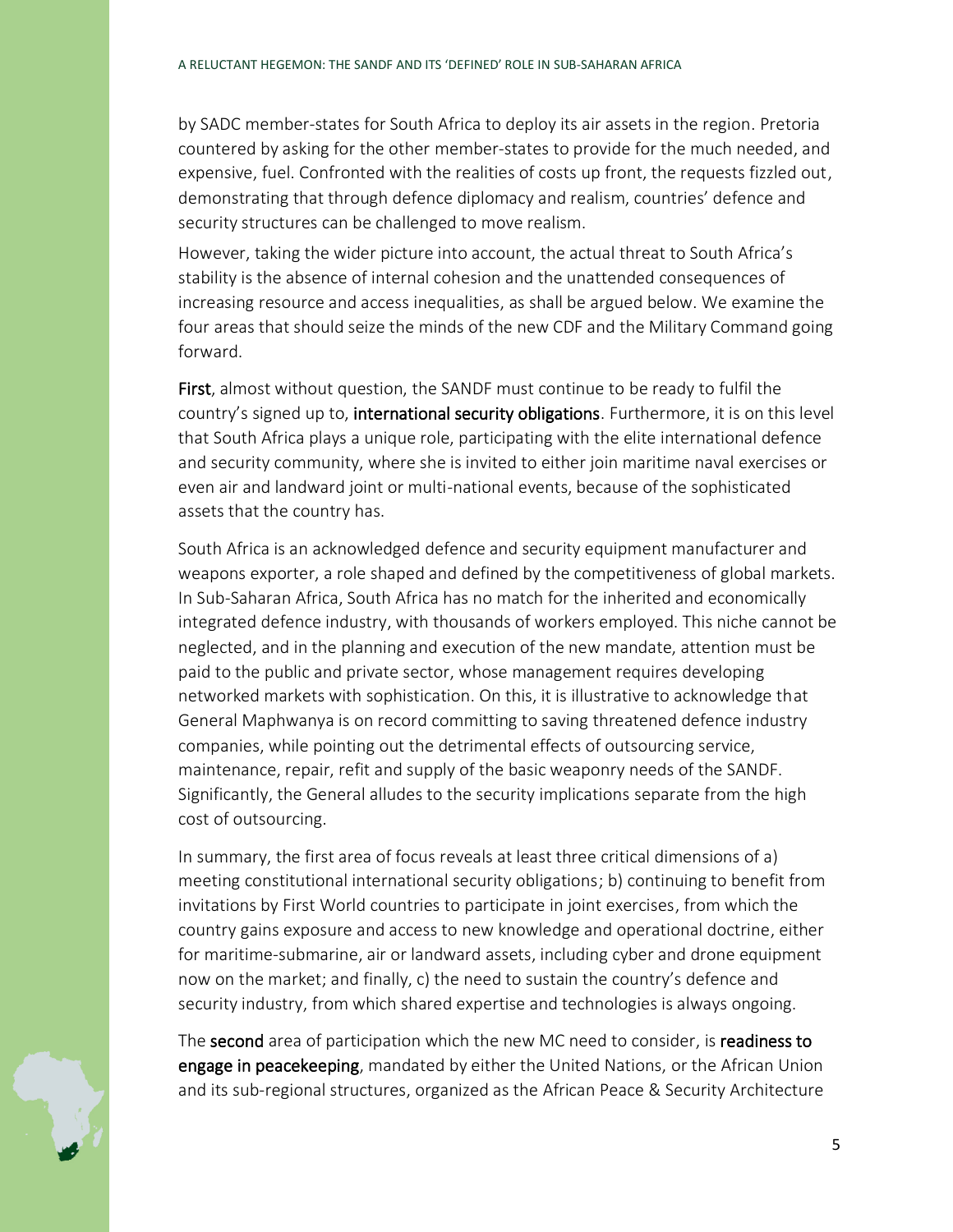by SADC member-states for South Africa to deploy its air assets in the region. Pretoria countered by asking for the other member-states to provide for the much needed, and expensive, fuel. Confronted with the realities of costs up front, the requests fizzled out, demonstrating that through defence diplomacy and realism, countries' defence and security structures can be challenged to move realism.

However, taking the wider picture into account, the actual threat to South Africa's stability is the absence of internal cohesion and the unattended consequences of increasing resource and access inequalities, as shall be argued below. We examine the four areas that should seize the minds of the new CDF and the Military Command going forward.

**First**, almost without question, the SANDF must continue to be ready to fulfil the country's signed up to, **international security obligations**. Furthermore, it is on this level that South Africa plays a unique role, participating with the elite international defence and security community, where she is invited to either join maritime naval exercises or even air and landward joint or multi-national events, because of the sophisticated assets that the country has.

South Africa is an acknowledged defence and security equipment manufacturer and weapons exporter, a role shaped and defined by the competitiveness of global markets. In Sub-Saharan Africa, South Africa has no match for the inherited and economically integrated defence industry, with thousands of workers employed. This niche cannot be neglected, and in the planning and execution of the new mandate, attention must be paid to the public and private sector, whose management requires developing networked markets with sophistication. On this, it is illustrative to acknowledge that General Maphwanya is on record committing to saving threatened defence industry companies, while pointing out the detrimental effects of outsourcing service, maintenance, repair, refit and supply of the basic weaponry needs of the SANDF. Significantly, the General alludes to the security implications separate from the high cost of outsourcing.

In summary, the first area of focus reveals at least three critical dimensions of a) meeting constitutional international security obligations; b) continuing to benefit from invitations by First World countries to participate in joint exercises, from which the country gains exposure and access to new knowledge and operational doctrine, either for maritime-submarine, air or landward assets, including cyber and drone equipment now on the market; and finally, c) the need to sustain the country's defence and security industry, from which shared expertise and technologies is always ongoing.

The **second** area of participation which the new MC need to consider, is **readiness to engage in peacekeeping**, mandated by either the United Nations, or the African Union and its sub-regional structures, organized as the African Peace & Security Architecture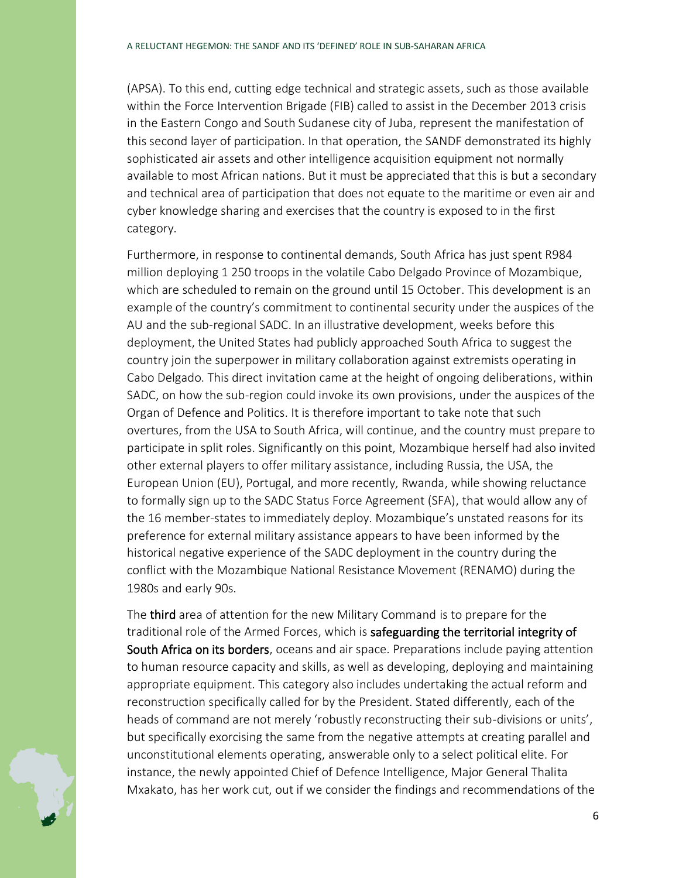(APSA). To this end, cutting edge technical and strategic assets, such as those available within the Force Intervention Brigade (FIB) called to assist in the December 2013 crisis in the Eastern Congo and South Sudanese city of Juba, represent the manifestation of this second layer of participation. In that operation, the SANDF demonstrated its highly sophisticated air assets and other intelligence acquisition equipment not normally available to most African nations. But it must be appreciated that this is but a secondary and technical area of participation that does not equate to the maritime or even air and cyber knowledge sharing and exercises that the country is exposed to in the first category.

Furthermore, in response to continental demands, South Africa has just spent R984 million deploying 1 250 troops in the volatile Cabo Delgado Province of Mozambique, which are scheduled to remain on the ground until 15 October. This development is an example of the country's commitment to continental security under the auspices of the AU and the sub-regional SADC. In an illustrative development, weeks before this deployment, the United States had publicly approached South Africa to suggest the country join the superpower in military collaboration against extremists operating in Cabo Delgado. This direct invitation came at the height of ongoing deliberations, within SADC, on how the sub-region could invoke its own provisions, under the auspices of the Organ of Defence and Politics. It is therefore important to take note that such overtures, from the USA to South Africa, will continue, and the country must prepare to participate in split roles. Significantly on this point, Mozambique herself had also invited other external players to offer military assistance, including Russia, the USA, the European Union (EU), Portugal, and more recently, Rwanda, while showing reluctance to formally sign up to the SADC Status Force Agreement (SFA), that would allow any of the 16 member-states to immediately deploy. Mozambique's unstated reasons for its preference for external military assistance appears to have been informed by the historical negative experience of the SADC deployment in the country during the conflict with the Mozambique National Resistance Movement (RENAMO) during the 1980s and early 90s.

The **third** area of attention for the new Military Command is to prepare for the traditional role of the Armed Forces, which is **safeguarding the territorial integrity of South Africa on its borders**, oceans and air space. Preparations include paying attention to human resource capacity and skills, as well as developing, deploying and maintaining appropriate equipment. This category also includes undertaking the actual reform and reconstruction specifically called for by the President. Stated differently, each of the heads of command are not merely 'robustly reconstructing their sub-divisions or units', but specifically exorcising the same from the negative attempts at creating parallel and unconstitutional elements operating, answerable only to a select political elite. For instance, the newly appointed Chief of Defence Intelligence, Major General Thalita Mxakato, has her work cut, out if we consider the findings and recommendations of the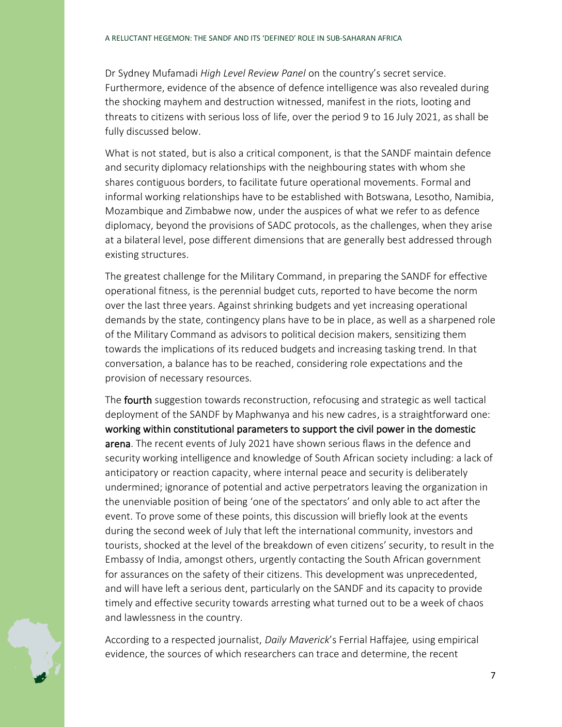Dr Sydney Mufamadi *High Level Review Panel* on the country's secret service. Furthermore, evidence of the absence of defence intelligence was also revealed during the shocking mayhem and destruction witnessed, manifest in the riots, looting and threats to citizens with serious loss of life, over the period 9 to 16 July 2021, as shall be fully discussed below.

What is not stated, but is also a critical component, is that the SANDF maintain defence and security diplomacy relationships with the neighbouring states with whom she shares contiguous borders, to facilitate future operational movements. Formal and informal working relationships have to be established with Botswana, Lesotho, Namibia, Mozambique and Zimbabwe now, under the auspices of what we refer to as defence diplomacy, beyond the provisions of SADC protocols, as the challenges, when they arise at a bilateral level, pose different dimensions that are generally best addressed through existing structures.

The greatest challenge for the Military Command, in preparing the SANDF for effective operational fitness, is the perennial budget cuts, reported to have become the norm over the last three years. Against shrinking budgets and yet increasing operational demands by the state, contingency plans have to be in place, as well as a sharpened role of the Military Command as advisors to political decision makers, sensitizing them towards the implications of its reduced budgets and increasing tasking trend. In that conversation, a balance has to be reached, considering role expectations and the provision of necessary resources.

The **fourth** suggestion towards reconstruction, refocusing and strategic as well tactical deployment of the SANDF by Maphwanya and his new cadres, is a straightforward one: **working within constitutional parameters to support the civil power in the domestic arena**. The recent events of July 2021 have shown serious flaws in the defence and security working intelligence and knowledge of South African society including: a lack of anticipatory or reaction capacity, where internal peace and security is deliberately undermined; ignorance of potential and active perpetrators leaving the organization in the unenviable position of being 'one of the spectators' and only able to act after the event. To prove some of these points, this discussion will briefly look at the events during the second week of July that left the international community, investors and tourists, shocked at the level of the breakdown of even citizens' security, to result in the Embassy of India, amongst others, urgently contacting the South African government for assurances on the safety of their citizens. This development was unprecedented, and will have left a serious dent, particularly on the SANDF and its capacity to provide timely and effective security towards arresting what turned out to be a week of chaos and lawlessness in the country.

According to a respected journalist, *Daily Maverick*'s Ferrial Haffajee*,* using empirical evidence, the sources of which researchers can trace and determine, the recent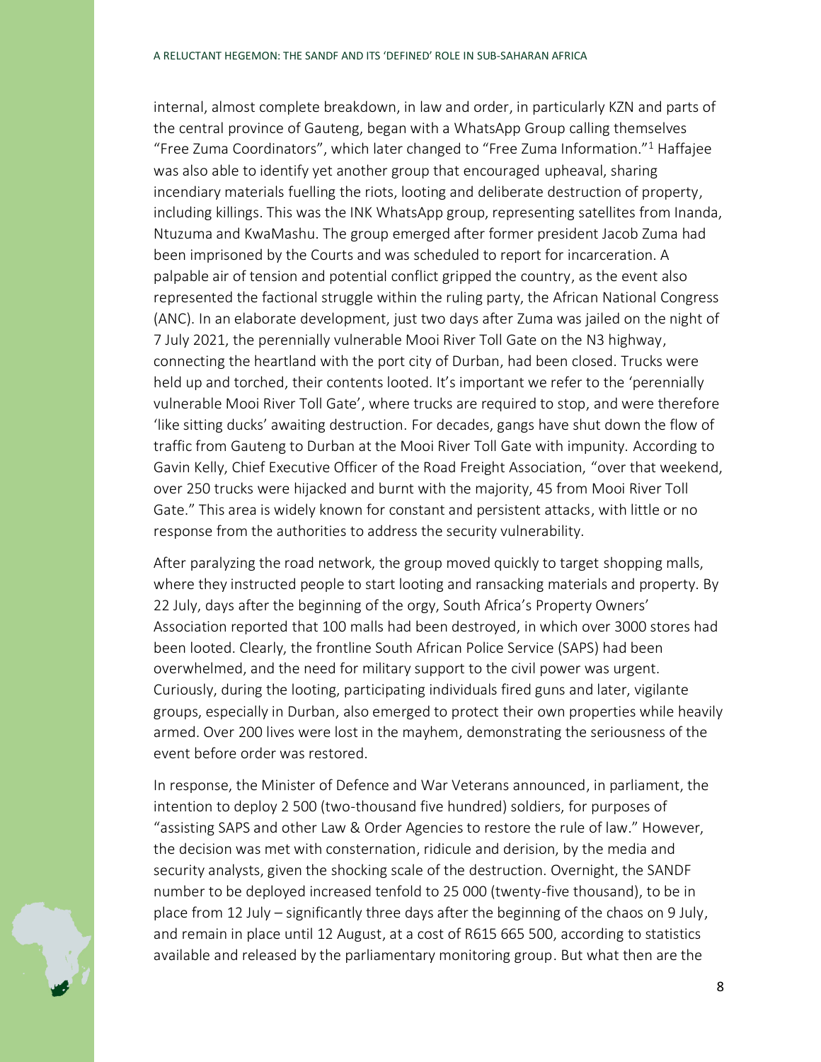internal, almost complete breakdown, in law and order, in particularly KZN and parts of the central province of Gauteng, began with a WhatsApp Group calling themselves "Free Zuma Coordinators", which later changed to "Free Zuma Information."[1] Haffajee was also able to identify yet another group that encouraged upheaval, sharing incendiary materials fuelling the riots, looting and deliberate destruction of property, including killings. This was the INK WhatsApp group, representing satellites from Inanda, Ntuzuma and KwaMashu. The group emerged after former president Jacob Zuma had been imprisoned by the Courts and was scheduled to report for incarceration. A palpable air of tension and potential conflict gripped the country, as the event also represented the factional struggle within the ruling party, the African National Congress (ANC). In an elaborate development, just two days after Zuma was jailed on the night of 7 July 2021, the perennially vulnerable Mooi River Toll Gate on the N3 highway, connecting the heartland with the port city of Durban, had been closed. Trucks were held up and torched, their contents looted. It's important we refer to the 'perennially vulnerable Mooi River Toll Gate', where trucks are required to stop, and were therefore 'like sitting ducks' awaiting destruction. For decades, gangs have shut down the flow of traffic from Gauteng to Durban at the Mooi River Toll Gate with impunity. According to Gavin Kelly, Chief Executive Officer of the Road Freight Association, "over that weekend, over 250 trucks were hijacked and burnt with the majority, 45 from Mooi River Toll Gate." This area is widely known for constant and persistent attacks, with little or no response from the authorities to address the security vulnerability.

After paralyzing the road network, the group moved quickly to target shopping malls, where they instructed people to start looting and ransacking materials and property. By 22 July, days after the beginning of the orgy, South Africa's Property Owners' Association reported that 100 malls had been destroyed, in which over 3000 stores had been looted. Clearly, the frontline South African Police Service (SAPS) had been overwhelmed, and the need for military support to the civil power was urgent. Curiously, during the looting, participating individuals fired guns and later, vigilante groups, especially in Durban, also emerged to protect their own properties while heavily armed. Over 200 lives were lost in the mayhem, demonstrating the seriousness of the event before order was restored.

In response, the Minister of Defence and War Veterans announced, in parliament, the intention to deploy 2 500 (two-thousand five hundred) soldiers, for purposes of "assisting SAPS and other Law & Order Agencies to restore the rule of law." However, the decision was met with consternation, ridicule and derision, by the media and security analysts, given the shocking scale of the destruction. Overnight, the SANDF number to be deployed increased tenfold to 25 000 (twenty-five thousand), to be in place from 12 July – significantly three days after the beginning of the chaos on 9 July, and remain in place until 12 August, at a cost of R615 665 500, according to statistics available and released by the parliamentary monitoring group. But what then are the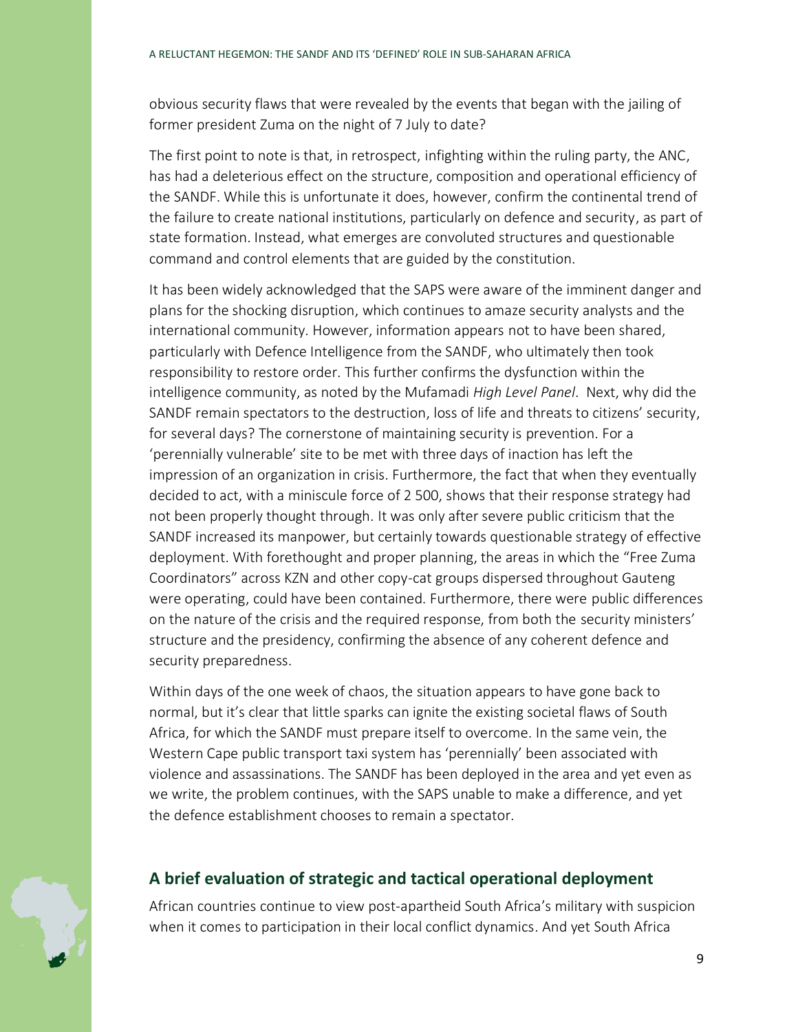obvious security flaws that were revealed by the events that began with the jailing of former president Zuma on the night of 7 July to date?

The first point to note is that, in retrospect, infighting within the ruling party, the ANC, has had a deleterious effect on the structure, composition and operational efficiency of the SANDF. While this is unfortunate it does, however, confirm the continental trend of the failure to create national institutions, particularly on defence and security, as part of state formation. Instead, what emerges are convoluted structures and questionable command and control elements that are guided by the constitution.

It has been widely acknowledged that the SAPS were aware of the imminent danger and plans for the shocking disruption, which continues to amaze security analysts and the international community. However, information appears not to have been shared, particularly with Defence Intelligence from the SANDF, who ultimately then took responsibility to restore order. This further confirms the dysfunction within the intelligence community, as noted by the Mufamadi *High Level Panel*. Next, why did the SANDF remain spectators to the destruction, loss of life and threats to citizens' security, for several days? The cornerstone of maintaining security is prevention. For a 'perennially vulnerable' site to be met with three days of inaction has left the impression of an organization in crisis. Furthermore, the fact that when they eventually decided to act, with a miniscule force of 2 500, shows that their response strategy had not been properly thought through. It was only after severe public criticism that the SANDF increased its manpower, but certainly towards questionable strategy of effective deployment. With forethought and proper planning, the areas in which the "Free Zuma Coordinators" across KZN and other copy-cat groups dispersed throughout Gauteng were operating, could have been contained. Furthermore, there were public differences on the nature of the crisis and the required response, from both the security ministers' structure and the presidency, confirming the absence of any coherent defence and security preparedness.

Within days of the one week of chaos, the situation appears to have gone back to normal, but it's clear that little sparks can ignite the existing societal flaws of South Africa, for which the SANDF must prepare itself to overcome. In the same vein, the Western Cape public transport taxi system has 'perennially' been associated with violence and assassinations. The SANDF has been deployed in the area and yet even as we write, the problem continues, with the SAPS unable to make a difference, and yet the defence establishment chooses to remain a spectator.

## A brief evaluation of strategic and tactical operational deployment

African countries continue to view post-apartheid South Africa's military with suspicion when it comes to participation in their local conflict dynamics. And yet South Africa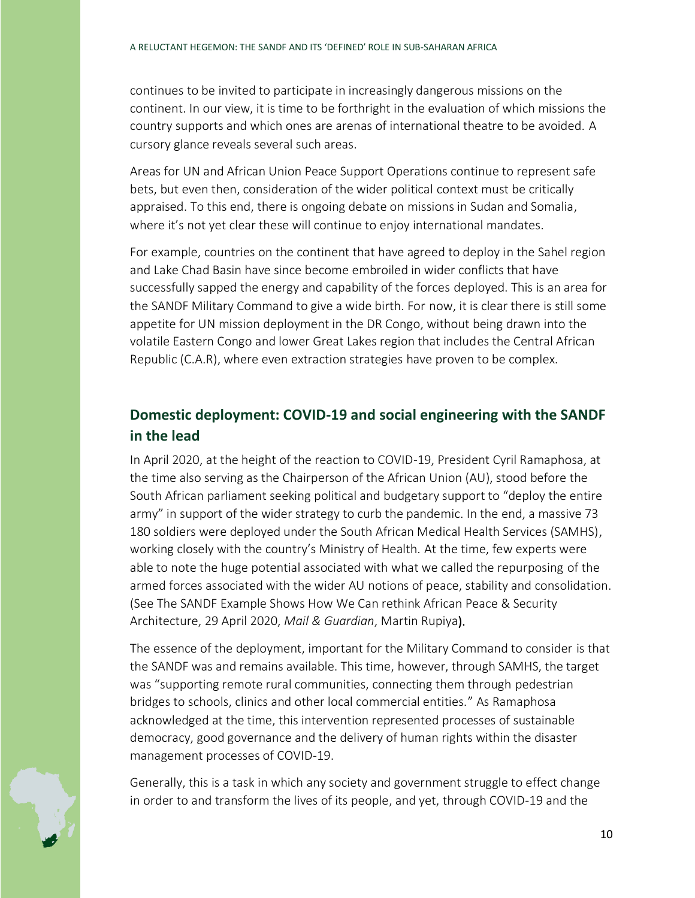continues to be invited to participate in increasingly dangerous missions on the continent. In our view, it is time to be forthright in the evaluation of which missions the country supports and which ones are arenas of international theatre to be avoided. A cursory glance reveals several such areas.

Areas for UN and African Union Peace Support Operations continue to represent safe bets, but even then, consideration of the wider political context must be critically appraised. To this end, there is ongoing debate on missions in Sudan and Somalia, where it's not yet clear these will continue to enjoy international mandates.

For example, countries on the continent that have agreed to deploy in the Sahel region and Lake Chad Basin have since become embroiled in wider conflicts that have successfully sapped the energy and capability of the forces deployed. This is an area for the SANDF Military Command to give a wide birth. For now, it is clear there is still some appetite for UN mission deployment in the DR Congo, without being drawn into the volatile Eastern Congo and lower Great Lakes region that includes the Central African Republic (C.A.R), where even extraction strategies have proven to be complex.

## Domestic deployment: COVID-19 and social engineering with the SANDF in the lead

In April 2020, at the height of the reaction to COVID-19, President Cyril Ramaphosa, at the time also serving as the Chairperson of the African Union (AU), stood before the South African parliament seeking political and budgetary support to "deploy the entire army" in support of the wider strategy to curb the pandemic. In the end, a massive 73 180 soldiers were deployed under the South African Medical Health Services (SAMHS), working closely with the country's Ministry of Health. At the time, few experts were able to note the huge potential associated with what we called the repurposing of the armed forces associated with the wider AU notions of peace, stability and consolidation. (See The SANDF Example Shows How We Can rethink African Peace & Security Architecture, 29 April 2020, *Mail & Guardian*, Martin Rupiya**).**

The essence of the deployment, important for the Military Command to consider is that the SANDF was and remains available. This time, however, through SAMHS, the target was "supporting remote rural communities, connecting them through pedestrian bridges to schools, clinics and other local commercial entities." As Ramaphosa acknowledged at the time, this intervention represented processes of sustainable democracy, good governance and the delivery of human rights within the disaster management processes of COVID-19.

Generally, this is a task in which any society and government struggle to effect change in order to and transform the lives of its people, and yet, through COVID-19 and the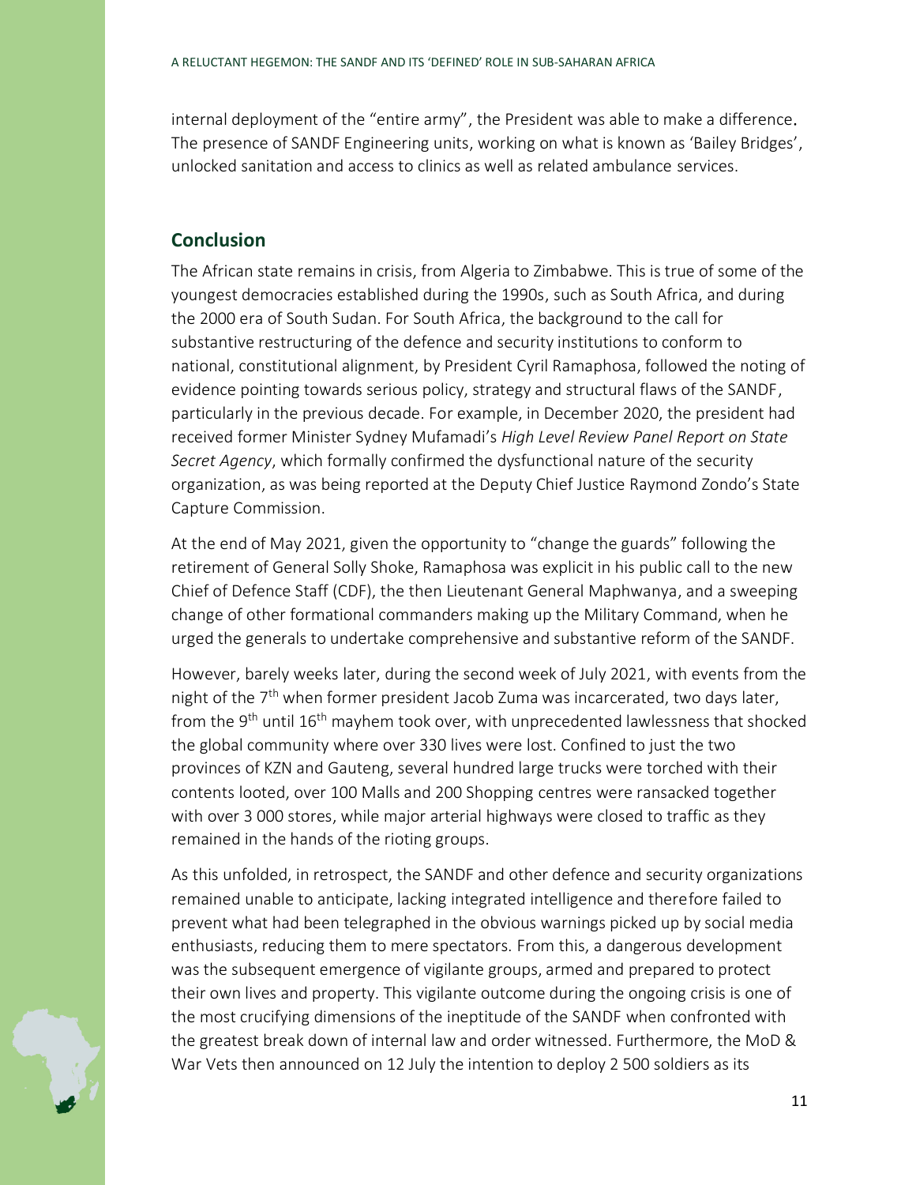internal deployment of the "entire army", the President was able to make a difference. The presence of SANDF Engineering units, working on what is known as 'Bailey Bridges', unlocked sanitation and access to clinics as well as related ambulance services.

## Conclusion

The African state remains in crisis, from Algeria to Zimbabwe. This is true of some of the youngest democracies established during the 1990s, such as South Africa, and during the 2000 era of South Sudan. For South Africa, the background to the call for substantive restructuring of the defence and security institutions to conform to national, constitutional alignment, by President Cyril Ramaphosa, followed the noting of evidence pointing towards serious policy, strategy and structural flaws of the SANDF, particularly in the previous decade. For example, in December 2020, the president had received former Minister Sydney Mufamadi's *High Level Review Panel Report on State Secret Agency*, which formally confirmed the dysfunctional nature of the security organization, as was being reported at the Deputy Chief Justice Raymond Zondo's State Capture Commission.

At the end of May 2021, given the opportunity to "change the guards" following the retirement of General Solly Shoke, Ramaphosa was explicit in his public call to the new Chief of Defence Staff (CDF), the then Lieutenant General Maphwanya, and a sweeping change of other formational commanders making up the Military Command, when he urged the generals to undertake comprehensive and substantive reform of the SANDF.

However, barely weeks later, during the second week of July 2021, with events from the night of the 7th when former president Jacob Zuma was incarcerated, two days later, from the 9th until 16th mayhem took over, with unprecedented lawlessness that shocked the global community where over 330 lives were lost. Confined to just the two provinces of KZN and Gauteng, several hundred large trucks were torched with their contents looted, over 100 Malls and 200 Shopping centres were ransacked together with over 3 000 stores, while major arterial highways were closed to traffic as they remained in the hands of the rioting groups.

As this unfolded, in retrospect, the SANDF and other defence and security organizations remained unable to anticipate, lacking integrated intelligence and therefore failed to prevent what had been telegraphed in the obvious warnings picked up by social media enthusiasts, reducing them to mere spectators. From this, a dangerous development was the subsequent emergence of vigilante groups, armed and prepared to protect their own lives and property. This vigilante outcome during the ongoing crisis is one of the most crucifying dimensions of the ineptitude of the SANDF when confronted with the greatest break down of internal law and order witnessed. Furthermore, the MoD & War Vets then announced on 12 July the intention to deploy 2 500 soldiers as its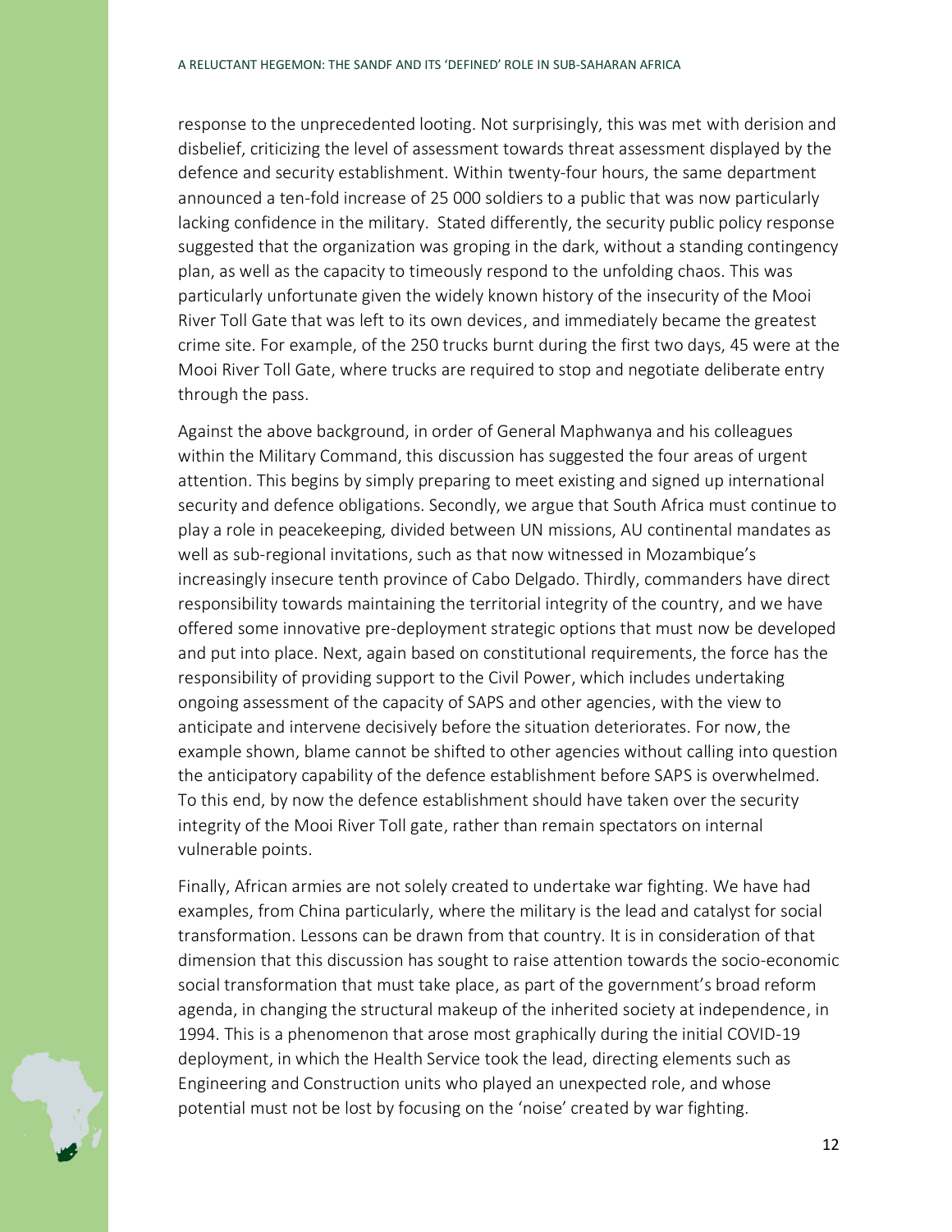response to the unprecedented looting. Not surprisingly, this was met with derision and disbelief, criticizing the level of assessment towards threat assessment displayed by the defence and security establishment. Within twenty-four hours, the same department announced a ten-fold increase of 25 000 soldiers to a public that was now particularly lacking confidence in the military. Stated differently, the security public policy response suggested that the organization was groping in the dark, without a standing contingency plan, as well as the capacity to timeously respond to the unfolding chaos. This was particularly unfortunate given the widely known history of the insecurity of the Mooi River Toll Gate that was left to its own devices, and immediately became the greatest crime site. For example, of the 250 trucks burnt during the first two days, 45 were at the Mooi River Toll Gate, where trucks are required to stop and negotiate deliberate entry through the pass.

Against the above background, in order of General Maphwanya and his colleagues within the Military Command, this discussion has suggested the four areas of urgent attention. This begins by simply preparing to meet existing and signed up international security and defence obligations. Secondly, we argue that South Africa must continue to play a role in peacekeeping, divided between UN missions, AU continental mandates as well as sub-regional invitations, such as that now witnessed in Mozambique's increasingly insecure tenth province of Cabo Delgado. Thirdly, commanders have direct responsibility towards maintaining the territorial integrity of the country, and we have offered some innovative pre-deployment strategic options that must now be developed and put into place. Next, again based on constitutional requirements, the force has the responsibility of providing support to the Civil Power, which includes undertaking ongoing assessment of the capacity of SAPS and other agencies, with the view to anticipate and intervene decisively before the situation deteriorates. For now, the example shown, blame cannot be shifted to other agencies without calling into question the anticipatory capability of the defence establishment before SAPS is overwhelmed. To this end, by now the defence establishment should have taken over the security integrity of the Mooi River Toll gate, rather than remain spectators on internal vulnerable points.

Finally, African armies are not solely created to undertake war fighting. We have had examples, from China particularly, where the military is the lead and catalyst for social transformation. Lessons can be drawn from that country. It is in consideration of that dimension that this discussion has sought to raise attention towards the socio-economic social transformation that must take place, as part of the government's broad reform agenda, in changing the structural makeup of the inherited society at independence, in 1994. This is a phenomenon that arose most graphically during the initial COVID-19 deployment, in which the Health Service took the lead, directing elements such as Engineering and Construction units who played an unexpected role, and whose potential must not be lost by focusing on the 'noise' created by war fighting.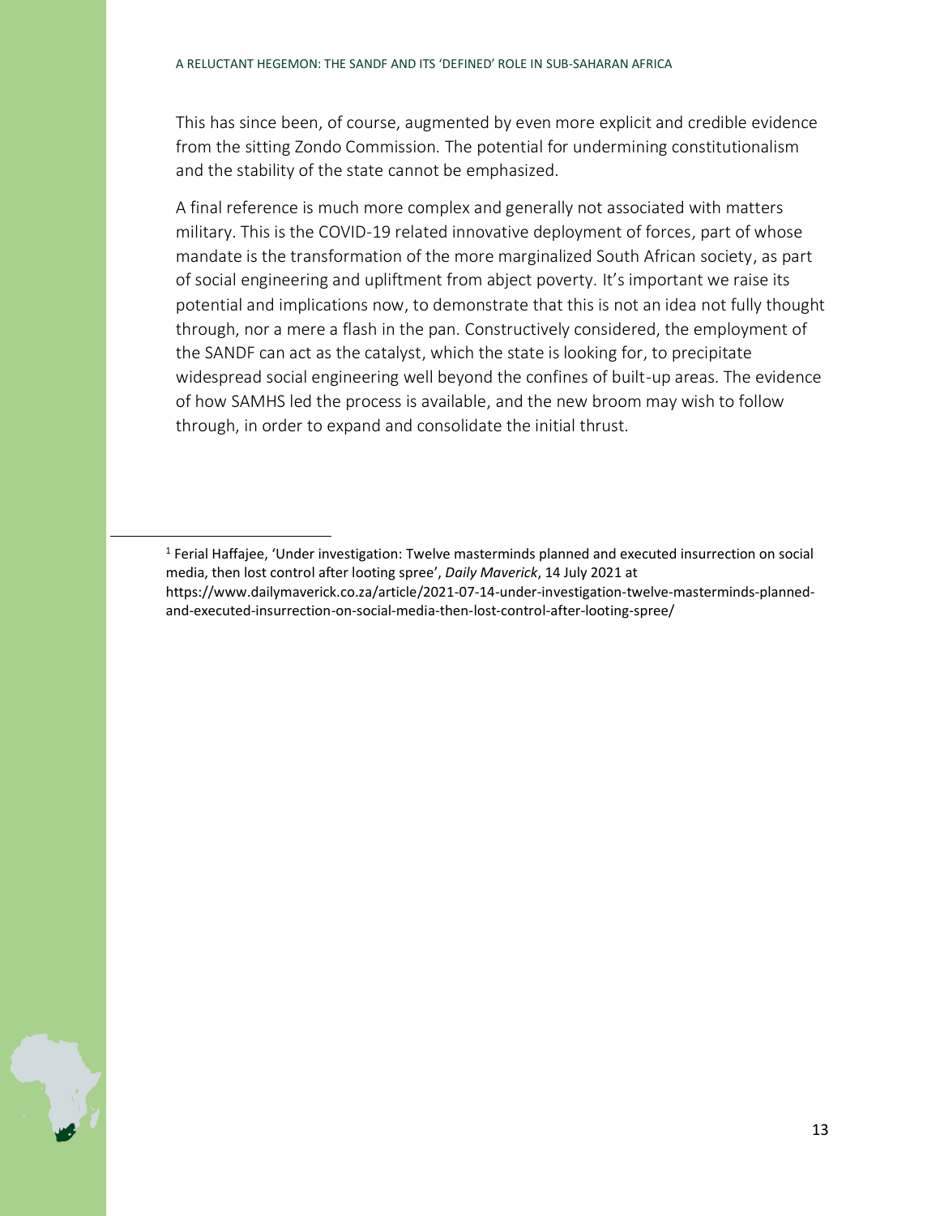This has since been, of course, augmented by even more explicit and credible evidence from the sitting Zondo Commission. The potential for undermining constitutionalism and the stability of the state cannot be emphasized.

A final reference is much more complex and generally not associated with matters military. This is the COVID-19 related innovative deployment of forces, part of whose mandate is the transformation of the more marginalized South African society, as part of social engineering and upliftment from abject poverty. It's important we raise its potential and implications now, to demonstrate that this is not an idea not fully thought through, nor a mere a flash in the pan. Constructively considered, the employment of the SANDF can act as the catalyst, which the state is looking for, to precipitate widespread social engineering well beyond the confines of built-up areas. The evidence of how SAMHS led the process is available, and the new broom may wish to follow through, in order to expand and consolidate the initial thrust.

---

[1] Ferial Haffajee, 'Under investigation: Twelve masterminds planned and executed insurrection on social media, then lost control after looting spree', *Daily Maverick*, 14 July 2021 at https://www.dailymaverick.co.za/article/2021-07-14-under-investigation-twelve-masterminds-planned-and-executed-insurrection-on-social-media-then-lost-control-after-looting-spree/